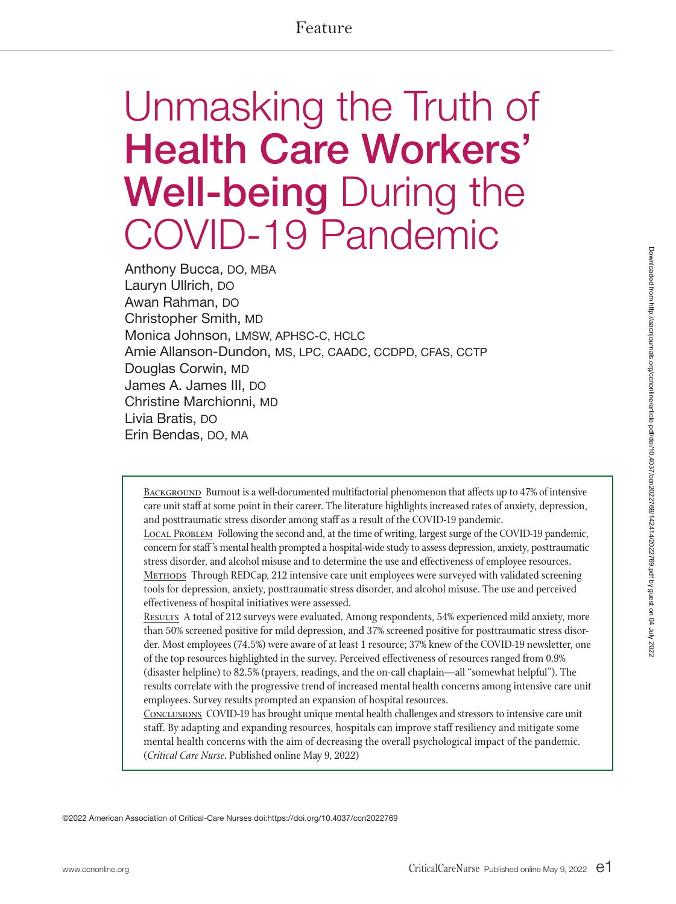Feature

# Unmasking the Truth of **Health Care Workers' Well-being** During the COVID-19 Pandemic

Anthony Bucca, DO, MBA
Lauryn Ullrich, DO
Awan Rahman, DO
Christopher Smith, MD
Monica Johnson, LMSW, APHSC-C, HCLC
Amie Allanson-Dundon, MS, LPC, CAADC, CCDPD, CFAS, CCTP
Douglas Corwin, MD
James A. James III, DO
Christine Marchionni, MD
Livia Bratis, DO
Erin Bendas, DO, MA

Background Burnout is a well-documented multifactorial phenomenon that affects up to 47% of intensive care unit staff at some point in their career. The literature highlights increased rates of anxiety, depression, and posttraumatic stress disorder among staff as a result of the COVID-19 pandemic.

Local Problem Following the second and, at the time of writing, largest surge of the COVID-19 pandemic, concern for staff's mental health prompted a hospital-wide study to assess depression, anxiety, posttraumatic stress disorder, and alcohol misuse and to determine the use and effectiveness of employee resources.

Methods Through REDCap, 212 intensive care unit employees were surveyed with validated screening tools for depression, anxiety, posttraumatic stress disorder, and alcohol misuse. The use and perceived effectiveness of hospital initiatives were assessed.

Results A total of 212 surveys were evaluated. Among respondents, 54% experienced mild anxiety, more than 50% screened positive for mild depression, and 37% screened positive for posttraumatic stress disorder. Most employees (74.5%) were aware of at least 1 resource; 37% knew of the COVID-19 newsletter, one of the top resources highlighted in the survey. Perceived effectiveness of resources ranged from 0.9% (disaster helpline) to 82.5% (prayers, readings, and the on-call chaplain—all "somewhat helpful"). The results correlate with the progressive trend of increased mental health concerns among intensive care unit employees. Survey results prompted an expansion of hospital resources.

Conclusions COVID-19 has brought unique mental health challenges and stressors to intensive care unit staff. By adapting and expanding resources, hospitals can improve staff resiliency and mitigate some mental health concerns with the aim of decreasing the overall psychological impact of the pandemic. (*Critical Care Nurse*. Published online May 9, 2022)

©2022 American Association of Critical-Care Nurses doi:https://doi.org/10.4037/ccn2022769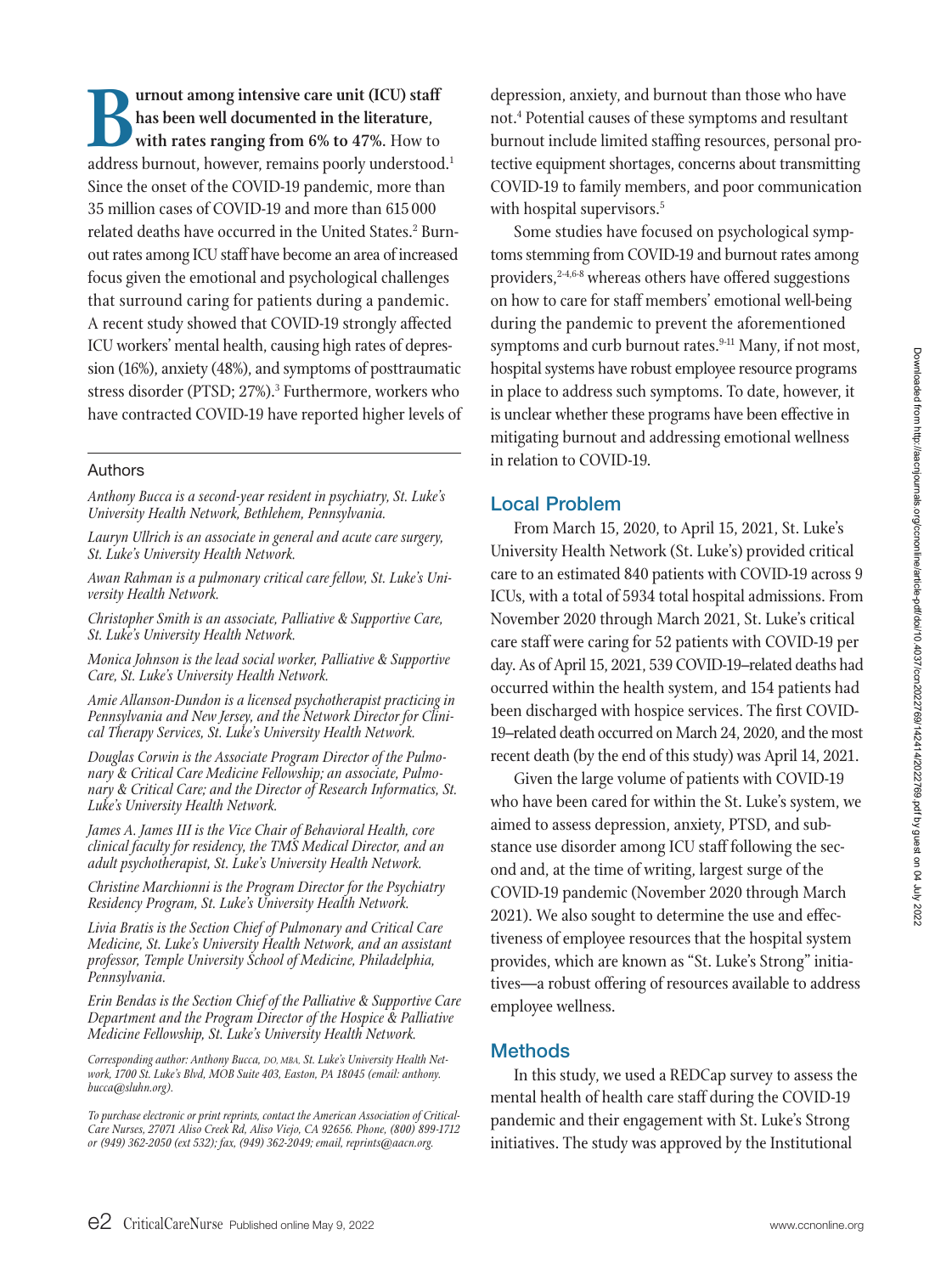**Burnout among intensive care unit (ICU) staff has been well documented in the literature, with rates ranging from 6% to 47%.** How to address burnout, however, remains poorly understood.[1] Since the onset of the COVID-19 pandemic, more than 35 million cases of COVID-19 and more than 615 000 related deaths have occurred in the United States.[2] Burnout rates among ICU staff have become an area of increased focus given the emotional and psychological challenges that surround caring for patients during a pandemic. A recent study showed that COVID-19 strongly affected ICU workers' mental health, causing high rates of depression (16%), anxiety (48%), and symptoms of posttraumatic stress disorder (PTSD; 27%).[3] Furthermore, workers who have contracted COVID-19 have reported higher levels of depression, anxiety, and burnout than those who have not.[4] Potential causes of these symptoms and resultant burnout include limited staffing resources, personal protective equipment shortages, concerns about transmitting COVID-19 to family members, and poor communication with hospital supervisors.[5]

Some studies have focused on psychological symptoms stemming from COVID-19 and burnout rates among providers,[2-4,6-8] whereas others have offered suggestions on how to care for staff members' emotional well-being during the pandemic to prevent the aforementioned symptoms and curb burnout rates.[9-11] Many, if not most, hospital systems have robust employee resource programs in place to address such symptoms. To date, however, it is unclear whether these programs have been effective in mitigating burnout and addressing emotional wellness in relation to COVID-19.

## Local Problem

From March 15, 2020, to April 15, 2021, St. Luke's University Health Network (St. Luke's) provided critical care to an estimated 840 patients with COVID-19 across 9 ICUs, with a total of 5934 total hospital admissions. From November 2020 through March 2021, St. Luke's critical care staff were caring for 52 patients with COVID-19 per day. As of April 15, 2021, 539 COVID-19–related deaths had occurred within the health system, and 154 patients had been discharged with hospice services. The first COVID-19–related death occurred on March 24, 2020, and the most recent death (by the end of this study) was April 14, 2021.

Given the large volume of patients with COVID-19 who have been cared for within the St. Luke's system, we aimed to assess depression, anxiety, PTSD, and substance use disorder among ICU staff following the second and, at the time of writing, largest surge of the COVID-19 pandemic (November 2020 through March 2021). We also sought to determine the use and effectiveness of employee resources that the hospital system provides, which are known as "St. Luke's Strong" initiatives—a robust offering of resources available to address employee wellness.

## Methods

In this study, we used a REDCap survey to assess the mental health of health care staff during the COVID-19 pandemic and their engagement with St. Luke's Strong initiatives. The study was approved by the Institutional

### Authors

*Anthony Bucca is a second-year resident in psychiatry, St. Luke's University Health Network, Bethlehem, Pennsylvania.*

*Lauryn Ullrich is an associate in general and acute care surgery, St. Luke's University Health Network.*

*Awan Rahman is a pulmonary critical care fellow, St. Luke's University Health Network.*

*Christopher Smith is an associate, Palliative & Supportive Care, St. Luke's University Health Network.*

*Monica Johnson is the lead social worker, Palliative & Supportive Care, St. Luke's University Health Network.*

*Amie Allanson-Dundon is a licensed psychotherapist practicing in Pennsylvania and New Jersey, and the Network Director for Clinical Therapy Services, St. Luke's University Health Network.*

*Douglas Corwin is the Associate Program Director of the Pulmonary & Critical Care Medicine Fellowship; an associate, Pulmonary & Critical Care; and the Director of Research Informatics, St. Luke's University Health Network.*

*James A. James III is the Vice Chair of Behavioral Health, core clinical faculty for residency, the TMS Medical Director, and an adult psychotherapist, St. Luke's University Health Network.*

*Christine Marchionni is the Program Director for the Psychiatry Residency Program, St. Luke's University Health Network.*

*Livia Bratis is the Section Chief of Pulmonary and Critical Care Medicine, St. Luke's University Health Network, and an assistant professor, Temple University School of Medicine, Philadelphia, Pennsylvania.*

*Erin Bendas is the Section Chief of the Palliative & Supportive Care Department and the Program Director of the Hospice & Palliative Medicine Fellowship, St. Luke's University Health Network.*

*Corresponding author: Anthony Bucca, DO, MBA, St. Luke's University Health Network, 1700 St. Luke's Blvd, MOB Suite 403, Easton, PA 18045 (email: anthony.bucca@sluhn.org).*

*To purchase electronic or print reprints, contact the American Association of Critical-Care Nurses, 27071 Aliso Creek Rd, Aliso Viejo, CA 92656. Phone, (800) 899-1712 or (949) 362-2050 (ext 532); fax, (949) 362-2049; email, reprints@aacn.org.*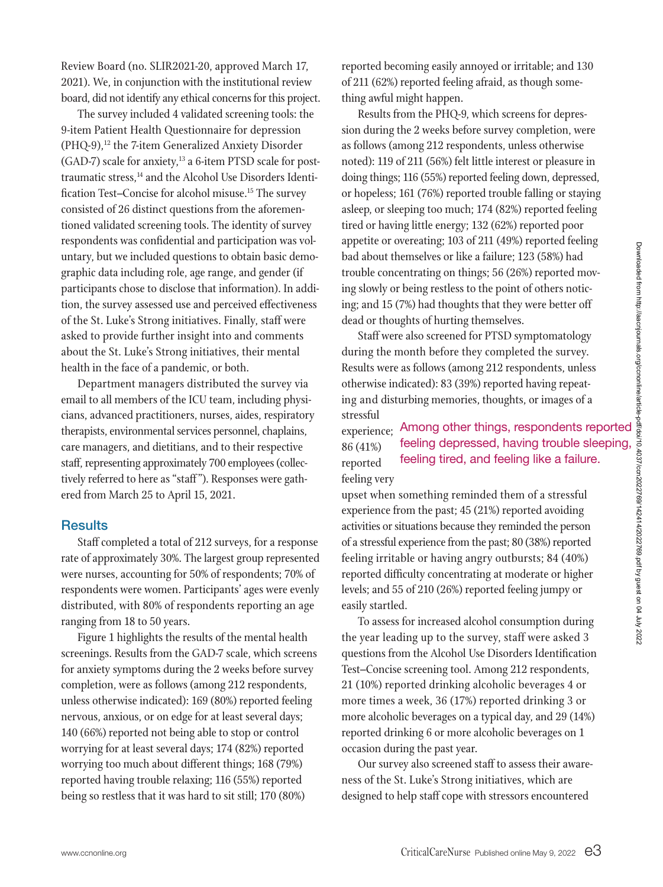Review Board (no. SLIR2021-20, approved March 17, 2021). We, in conjunction with the institutional review board, did not identify any ethical concerns for this project.

The survey included 4 validated screening tools: the 9-item Patient Health Questionnaire for depression (PHQ-9),[12] the 7-item Generalized Anxiety Disorder (GAD-7) scale for anxiety,[13] a 6-item PTSD scale for posttraumatic stress,[14] and the Alcohol Use Disorders Identification Test–Concise for alcohol misuse.[15] The survey consisted of 26 distinct questions from the aforementioned validated screening tools. The identity of survey respondents was confidential and participation was voluntary, but we included questions to obtain basic demographic data including role, age range, and gender (if participants chose to disclose that information). In addition, the survey assessed use and perceived effectiveness of the St. Luke's Strong initiatives. Finally, staff were asked to provide further insight into and comments about the St. Luke's Strong initiatives, their mental health in the face of a pandemic, or both.

Department managers distributed the survey via email to all members of the ICU team, including physicians, advanced practitioners, nurses, aides, respiratory therapists, environmental services personnel, chaplains, care managers, and dietitians, and to their respective staff, representing approximately 700 employees (collectively referred to here as "staff"). Responses were gathered from March 25 to April 15, 2021.

## Results

Staff completed a total of 212 surveys, for a response rate of approximately 30%. The largest group represented were nurses, accounting for 50% of respondents; 70% of respondents were women. Participants' ages were evenly distributed, with 80% of respondents reporting an age ranging from 18 to 50 years.

Figure 1 highlights the results of the mental health screenings. Results from the GAD-7 scale, which screens for anxiety symptoms during the 2 weeks before survey completion, were as follows (among 212 respondents, unless otherwise indicated): 169 (80%) reported feeling nervous, anxious, or on edge for at least several days; 140 (66%) reported not being able to stop or control worrying for at least several days; 174 (82%) reported worrying too much about different things; 168 (79%) reported having trouble relaxing; 116 (55%) reported being so restless that it was hard to sit still; 170 (80%) reported becoming easily annoyed or irritable; and 130 of 211 (62%) reported feeling afraid, as though something awful might happen.

Results from the PHQ-9, which screens for depression during the 2 weeks before survey completion, were as follows (among 212 respondents, unless otherwise noted): 119 of 211 (56%) felt little interest or pleasure in doing things; 116 (55%) reported feeling down, depressed, or hopeless; 161 (76%) reported trouble falling or staying asleep, or sleeping too much; 174 (82%) reported feeling tired or having little energy; 132 (62%) reported poor appetite or overeating; 103 of 211 (49%) reported feeling bad about themselves or like a failure; 123 (58%) had trouble concentrating on things; 56 (26%) reported moving slowly or being restless to the point of others noticing; and 15 (7%) had thoughts that they were better off dead or thoughts of hurting themselves.

Staff were also screened for PTSD symptomatology during the month before they completed the survey. Results were as follows (among 212 respondents, unless otherwise indicated): 83 (39%) reported having repeating and disturbing memories, thoughts, or images of a stressful experience; 86 (41%) reported feeling very upset when something reminded them of a stressful experience from the past; 45 (21%) reported avoiding activities or situations because they reminded the person of a stressful experience from the past; 80 (38%) reported feeling irritable or having angry outbursts; 84 (40%) reported difficulty concentrating at moderate or higher levels; and 55 of 210 (26%) reported feeling jumpy or easily startled.

> Among other things, respondents reported feeling depressed, having trouble sleeping, feeling tired, and feeling like a failure.

To assess for increased alcohol consumption during the year leading up to the survey, staff were asked 3 questions from the Alcohol Use Disorders Identification Test–Concise screening tool. Among 212 respondents, 21 (10%) reported drinking alcoholic beverages 4 or more times a week, 36 (17%) reported drinking 3 or more alcoholic beverages on a typical day, and 29 (14%) reported drinking 6 or more alcoholic beverages on 1 occasion during the past year.

Our survey also screened staff to assess their awareness of the St. Luke's Strong initiatives, which are designed to help staff cope with stressors encountered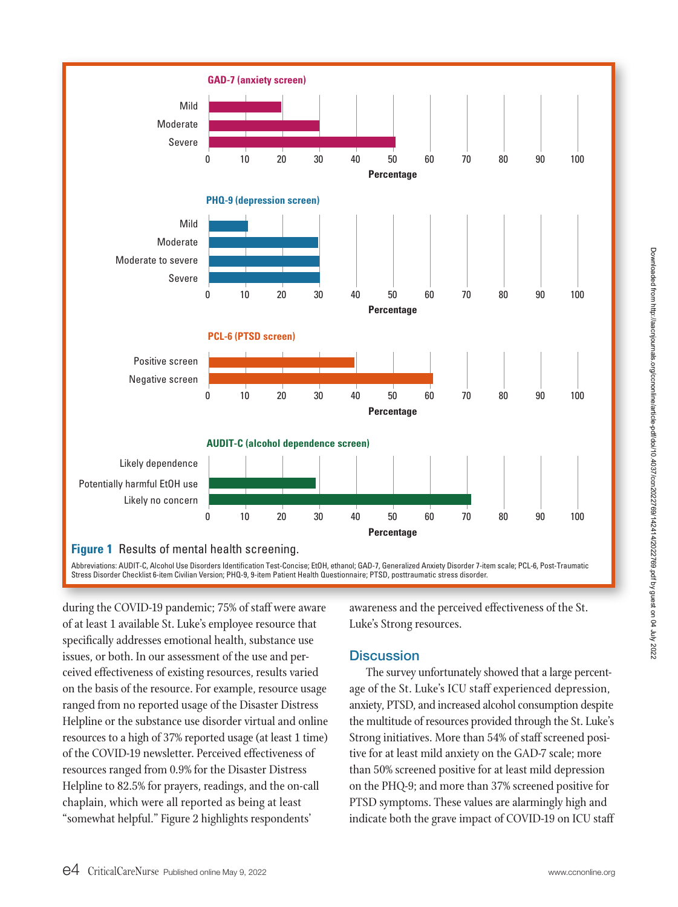**Figure 1** Results of mental health screening.

Abbreviations: AUDIT-C, Alcohol Use Disorders Identification Test-Concise; EtOH, ethanol; GAD-7, Generalized Anxiety Disorder 7-item scale; PCL-6, Post-Traumatic Stress Disorder Checklist 6-item Civilian Version; PHQ-9, 9-item Patient Health Questionnaire; PTSD, posttraumatic stress disorder.

during the COVID-19 pandemic; 75% of staff were aware of at least 1 available St. Luke's employee resource that specifically addresses emotional health, substance use issues, or both. In our assessment of the use and perceived effectiveness of existing resources, results varied on the basis of the resource. For example, resource usage ranged from no reported usage of the Disaster Distress Helpline or the substance use disorder virtual and online resources to a high of 37% reported usage (at least 1 time) of the COVID-19 newsletter. Perceived effectiveness of resources ranged from 0.9% for the Disaster Distress Helpline to 82.5% for prayers, readings, and the on-call chaplain, which were all reported as being at least "somewhat helpful." Figure 2 highlights respondents' awareness and the perceived effectiveness of the St. Luke's Strong resources.

## Discussion

The survey unfortunately showed that a large percentage of the St. Luke's ICU staff experienced depression, anxiety, PTSD, and increased alcohol consumption despite the multitude of resources provided through the St. Luke's Strong initiatives. More than 54% of staff screened positive for at least mild anxiety on the GAD-7 scale; more than 50% screened positive for at least mild depression on the PHQ-9; and more than 37% screened positive for PTSD symptoms. These values are alarmingly high and indicate both the grave impact of COVID-19 on ICU staff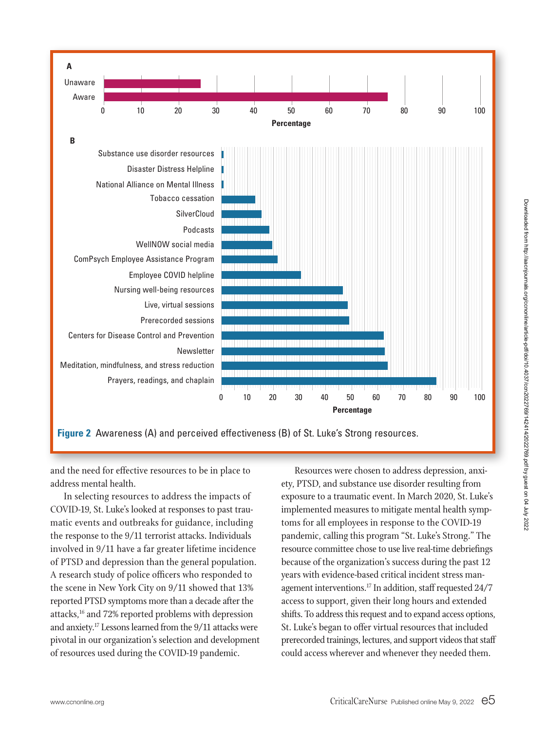Figure 2 Awareness (A) and perceived effectiveness (B) of St. Luke's Strong resources.

and the need for effective resources to be in place to address mental health.

In selecting resources to address the impacts of COVID-19, St. Luke's looked at responses to past traumatic events and outbreaks for guidance, including the response to the 9/11 terrorist attacks. Individuals involved in 9/11 have a far greater lifetime incidence of PTSD and depression than the general population. A research study of police officers who responded to the scene in New York City on 9/11 showed that 13% reported PTSD symptoms more than a decade after the attacks,[16] and 72% reported problems with depression and anxiety.[17] Lessons learned from the 9/11 attacks were pivotal in our organization's selection and development of resources used during the COVID-19 pandemic.

Resources were chosen to address depression, anxiety, PTSD, and substance use disorder resulting from exposure to a traumatic event. In March 2020, St. Luke's implemented measures to mitigate mental health symptoms for all employees in response to the COVID-19 pandemic, calling this program "St. Luke's Strong." The resource committee chose to use live real-time debriefings because of the organization's success during the past 12 years with evidence-based critical incident stress management interventions.[17] In addition, staff requested 24/7 access to support, given their long hours and extended shifts. To address this request and to expand access options, St. Luke's began to offer virtual resources that included prerecorded trainings, lectures, and support videos that staff could access wherever and whenever they needed them.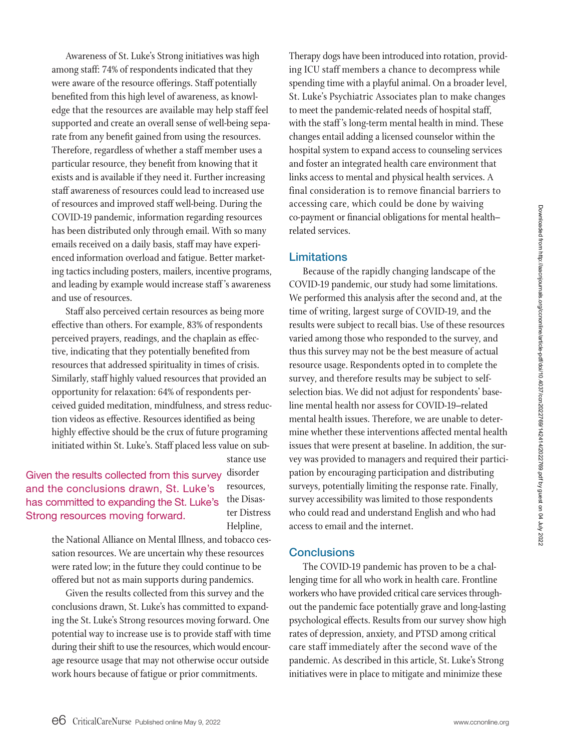Awareness of St. Luke's Strong initiatives was high among staff: 74% of respondents indicated that they were aware of the resource offerings. Staff potentially benefited from this high level of awareness, as knowledge that the resources are available may help staff feel supported and create an overall sense of well-being separate from any benefit gained from using the resources. Therefore, regardless of whether a staff member uses a particular resource, they benefit from knowing that it exists and is available if they need it. Further increasing staff awareness of resources could lead to increased use of resources and improved staff well-being. During the COVID-19 pandemic, information regarding resources has been distributed only through email. With so many emails received on a daily basis, staff may have experienced information overload and fatigue. Better marketing tactics including posters, mailers, incentive programs, and leading by example would increase staff's awareness and use of resources.

Staff also perceived certain resources as being more effective than others. For example, 83% of respondents perceived prayers, readings, and the chaplain as effective, indicating that they potentially benefited from resources that addressed spirituality in times of crisis. Similarly, staff highly valued resources that provided an opportunity for relaxation: 64% of respondents perceived guided meditation, mindfulness, and stress reduction videos as effective. Resources identified as being highly effective should be the crux of future programing initiated within St. Luke's. Staff placed less value on substance use disorder resources, the Disaster Distress Helpline, the National Alliance on Mental Illness, and tobacco cessation resources. We are uncertain why these resources were rated low; in the future they could continue to be offered but not as main supports during pandemics.

Given the results collected from this survey and the conclusions drawn, St. Luke's has committed to expanding the St. Luke's Strong resources moving forward. One potential way to increase use is to provide staff with time during their shift to use the resources, which would encourage resource usage that may not otherwise occur outside work hours because of fatigue or prior commitments. Therapy dogs have been introduced into rotation, providing ICU staff members a chance to decompress while spending time with a playful animal. On a broader level, St. Luke's Psychiatric Associates plan to make changes to meet the pandemic-related needs of hospital staff, with the staff's long-term mental health in mind. These changes entail adding a licensed counselor within the hospital system to expand access to counseling services and foster an integrated health care environment that links access to mental and physical health services. A final consideration is to remove financial barriers to accessing care, which could be done by waiving co-payment or financial obligations for mental health–related services.

## Limitations

Because of the rapidly changing landscape of the COVID-19 pandemic, our study had some limitations. We performed this analysis after the second and, at the time of writing, largest surge of COVID-19, and the results were subject to recall bias. Use of these resources varied among those who responded to the survey, and thus this survey may not be the best measure of actual resource usage. Respondents opted in to complete the survey, and therefore results may be subject to self-selection bias. We did not adjust for respondents' baseline mental health nor assess for COVID-19–related mental health issues. Therefore, we are unable to determine whether these interventions affected mental health issues that were present at baseline. In addition, the survey was provided to managers and required their participation by encouraging participation and distributing surveys, potentially limiting the response rate. Finally, survey accessibility was limited to those respondents who could read and understand English and who had access to email and the internet.

## Conclusions

The COVID-19 pandemic has proven to be a challenging time for all who work in health care. Frontline workers who have provided critical care services throughout the pandemic face potentially grave and long-lasting psychological effects. Results from our survey show high rates of depression, anxiety, and PTSD among critical care staff immediately after the second wave of the pandemic. As described in this article, St. Luke's Strong initiatives were in place to mitigate and minimize these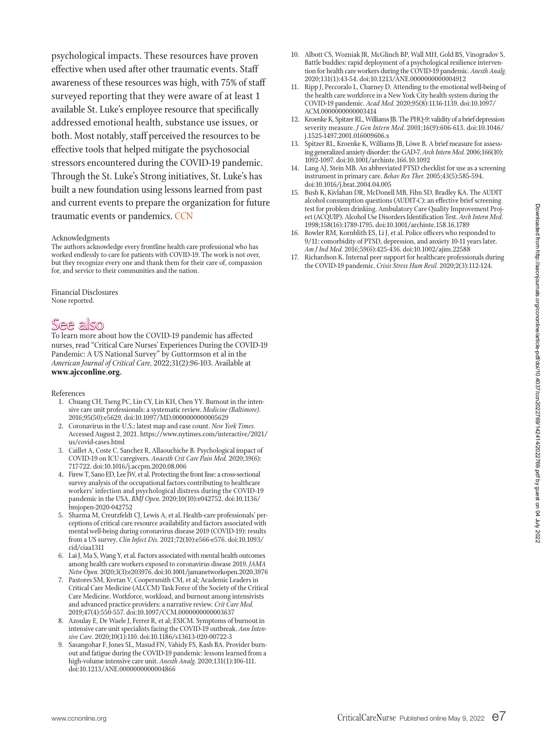psychological impacts. These resources have proven effective when used after other traumatic events. Staff awareness of these resources was high, with 75% of staff surveyed reporting that they were aware of at least 1 available St. Luke's employee resource that specifically addressed emotional health, substance use issues, or both. Most notably, staff perceived the resources to be effective tools that helped mitigate the psychosocial stressors encountered during the COVID-19 pandemic. Through the St. Luke's Strong initiatives, St. Luke's has built a new foundation using lessons learned from past and current events to prepare the organization for future traumatic events or pandemics. CCN

Acknowledgments

The authors acknowledge every frontline health care professional who has worked endlessly to care for patients with COVID-19. The work is not over, but they recognize every one and thank them for their care of, compassion for, and service to their communities and the nation.

Financial Disclosures

None reported.

## See also

To learn more about how the COVID-19 pandemic has affected nurses, read "Critical Care Nurses' Experiences During the COVID-19 Pandemic: A US National Survey" by Guttormson et al in the *American Journal of Critical Care,* 2022;31(2):96-103. Available at **www.ajcconline.org.**

References

1. Chuang CH, Tseng PC, Lin CY, Lin KH, Chen YY. Burnout in the intensive care unit professionals: a systematic review. *Medicine (Baltimore).* 2016;95(50):e5629. doi:10.1097/MD.0000000000005629
2. Coronavirus in the U.S.: latest map and case count. *New York Times.* Accessed August 2, 2021. https://www.nytimes.com/interactive/2021/us/covid-cases.html
3. Caillet A, Coste C, Sanchez R, Allaouchiche B. Psychological impact of COVID-19 on ICU caregivers. *Anaesth Crit Care Pain Med.* 2020;39(6):717-722. doi:10.1016/j.accpm.2020.08.006
4. Firew T, Sano ED, Lee JW, et al. Protecting the front line: a cross-sectional survey analysis of the occupational factors contributing to healthcare workers' infection and psychological distress during the COVID-19 pandemic in the USA. *BMJ Open.* 2020;10(10):e042752. doi:10.1136/bmjopen-2020-042752
5. Sharma M, Creutzfeldt CJ, Lewis A, et al. Health-care professionals' perceptions of critical care resource availability and factors associated with mental well-being during coronavirus disease 2019 (COVID-19): results from a US survey. *Clin Infect Dis.* 2021;72(10):e566-e576. doi:10.1093/cid/ciaa1311
6. Lai J, Ma S, Wang Y, et al. Factors associated with mental health outcomes among health care workers exposed to coronavirus disease 2019. *JAMA Netw Open.* 2020;3(3):e203976. doi:10.1001/jamanetworkopen.2020.3976
7. Pastores SM, Kvetan V, Coopersmith CM, et al; Academic Leaders in Critical Care Medicine (ALCCM) Task Force of the Society of the Critical Care Medicine. Workforce, workload, and burnout among intensivists and advanced practice providers: a narrative review. *Crit Care Med.* 2019;47(4):550-557. doi:10.1097/CCM.0000000000003637
8. Azoulay E, De Waele J, Ferrer R, et al; ESICM. Symptoms of burnout in intensive care unit specialists facing the COVID-19 outbreak. *Ann Intensive Care.* 2020;10(1):110. doi:10.1186/s13613-020-00722-3
9. Sasangohar F, Jones SL, Masud FN, Vahidy FS, Kash BA. Provider burnout and fatigue during the COVID-19 pandemic: lessons learned from a high-volume intensive care unit. *Anesth Analg.* 2020;131(1):106-111. doi:10.1213/ANE.0000000000004866
10. Albott CS, Wozniak JR, McGlinch BP, Wall MH, Gold BS, Vinogradov S. Battle buddies: rapid deployment of a psychological resilience intervention for health care workers during the COVID-19 pandemic. *Anesth Analg.* 2020;131(1):43-54. doi:10.1213/ANE.0000000000004912
11. Ripp J, Peccoralo L, Charney D. Attending to the emotional well-being of the health care workforce in a New York City health system during the COVID-19 pandemic. *Acad Med.* 2020;95(8):1136-1139. doi:10.1097/ACM.0000000000003414
12. Kroenke K, Spitzer RL, Williams JB. The PHQ-9: validity of a brief depression severity measure. *J Gen Intern Med.* 2001;16(9):606-613. doi:10.1046/j.1525-1497.2001.016009606.x
13. Spitzer RL, Kroenke K, Williams JB, Löwe B. A brief measure for assessing generalized anxiety disorder: the GAD-7. *Arch Intern Med.* 2006;166(10):1092-1097. doi:10.1001/archinte.166.10.1092
14. Lang AJ, Stein MB. An abbreviated PTSD checklist for use as a screening instrument in primary care. *Behav Res Ther.* 2005;43(5):585-594. doi:10.1016/j.brat.2004.04.005
15. Bush K, Kivlahan DR, McDonell MB, Fihn SD, Bradley KA. The AUDIT alcohol consumption questions (AUDIT-C): an effective brief screening test for problem drinking. Ambulatory Care Quality Improvement Project (ACQUIP). Alcohol Use Disorders Identification Test. *Arch Intern Med.* 1998;158(16):1789-1795. doi:10.1001/archinte.158.16.1789
16. Bowler RM, Kornblith ES, Li J, et al. Police officers who responded to 9/11: comorbidity of PTSD, depression, and anxiety 10-11 years later. *Am J Ind Med.* 2016;59(6):425-436. doi:10.1002/ajim.22588
17. Richardson K. Internal peer support for healthcare professionals during the COVID-19 pandemic. *Crisis Stress Hum Resil.* 2020;2(3):112-124.